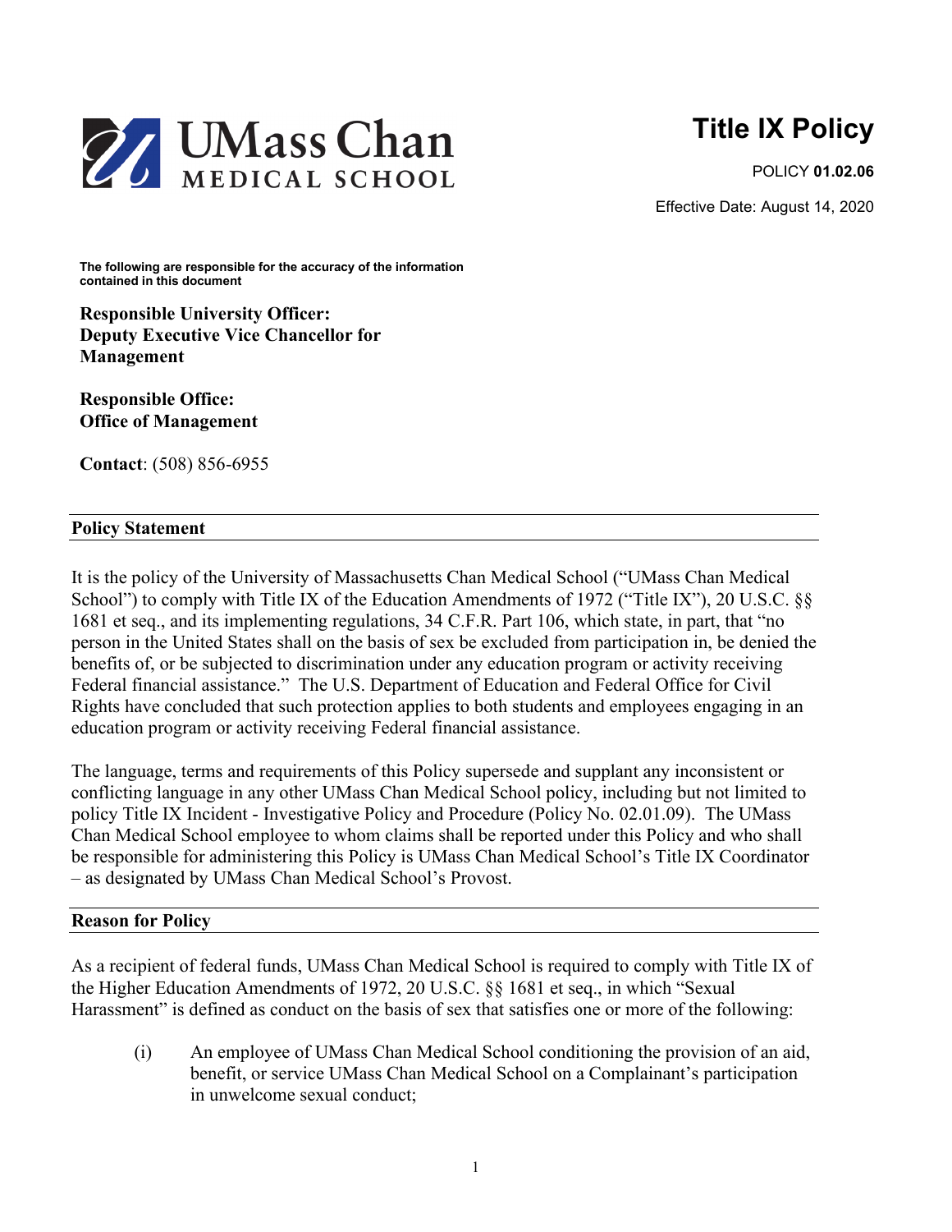UMass Chan MEDICAL SCHOOL

# Title IX Policy

POLICY **01.02.06**

Effective Date: August 14, 2020

**The following are responsible for the accuracy of the information contained in this document**

**Responsible University Officer:**
**Deputy Executive Vice Chancellor for Management**

**Responsible Office:**
**Office of Management**

**Contact**: (508) 856-6955

## Policy Statement

It is the policy of the University of Massachusetts Chan Medical School ("UMass Chan Medical School") to comply with Title IX of the Education Amendments of 1972 ("Title IX"), 20 U.S.C. §§ 1681 et seq., and its implementing regulations, 34 C.F.R. Part 106, which state, in part, that "no person in the United States shall on the basis of sex be excluded from participation in, be denied the benefits of, or be subjected to discrimination under any education program or activity receiving Federal financial assistance." The U.S. Department of Education and Federal Office for Civil Rights have concluded that such protection applies to both students and employees engaging in an education program or activity receiving Federal financial assistance.

The language, terms and requirements of this Policy supersede and supplant any inconsistent or conflicting language in any other UMass Chan Medical School policy, including but not limited to policy Title IX Incident - Investigative Policy and Procedure (Policy No. 02.01.09). The UMass Chan Medical School employee to whom claims shall be reported under this Policy and who shall be responsible for administering this Policy is UMass Chan Medical School's Title IX Coordinator – as designated by UMass Chan Medical School's Provost.

## Reason for Policy

As a recipient of federal funds, UMass Chan Medical School is required to comply with Title IX of the Higher Education Amendments of 1972, 20 U.S.C. §§ 1681 et seq., in which "Sexual Harassment" is defined as conduct on the basis of sex that satisfies one or more of the following:

(i) An employee of UMass Chan Medical School conditioning the provision of an aid, benefit, or service UMass Chan Medical School on a Complainant's participation in unwelcome sexual conduct;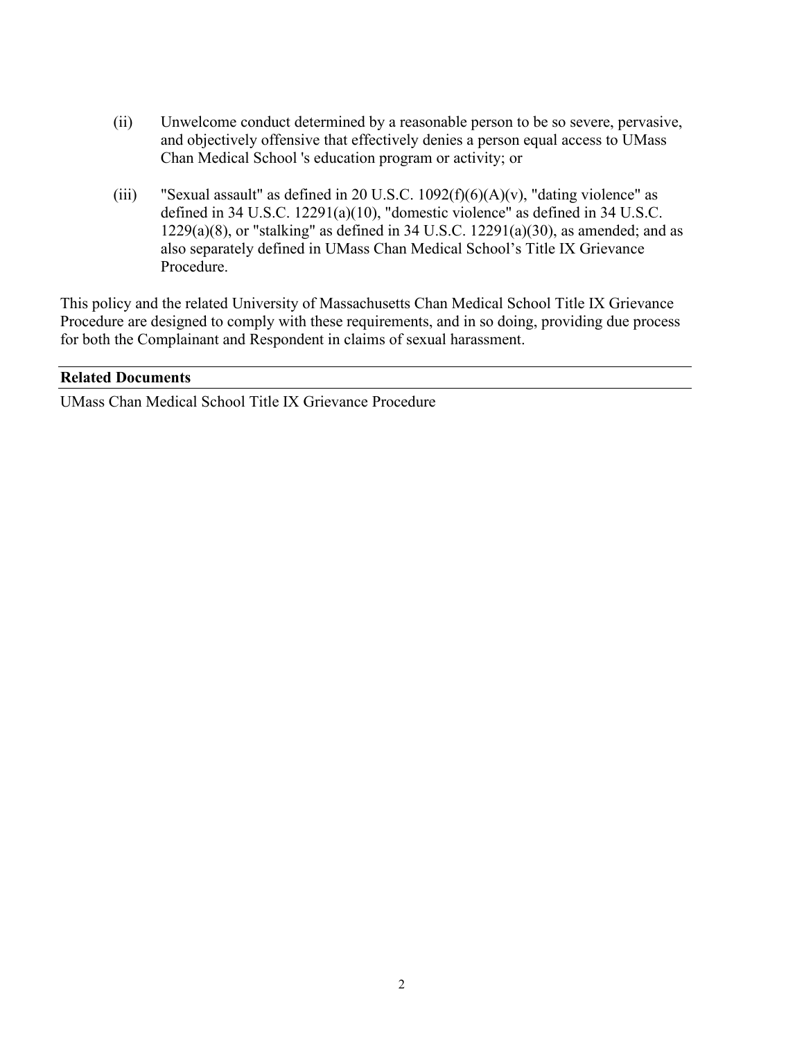(ii) Unwelcome conduct determined by a reasonable person to be so severe, pervasive, and objectively offensive that effectively denies a person equal access to UMass Chan Medical School 's education program or activity; or

(iii) "Sexual assault" as defined in 20 U.S.C. 1092(f)(6)(A)(v), "dating violence" as defined in 34 U.S.C. 12291(a)(10), "domestic violence" as defined in 34 U.S.C. 1229(a)(8), or "stalking" as defined in 34 U.S.C. 12291(a)(30), as amended; and as also separately defined in UMass Chan Medical School's Title IX Grievance Procedure.

This policy and the related University of Massachusetts Chan Medical School Title IX Grievance Procedure are designed to comply with these requirements, and in so doing, providing due process for both the Complainant and Respondent in claims of sexual harassment.

**Related Documents**

UMass Chan Medical School Title IX Grievance Procedure